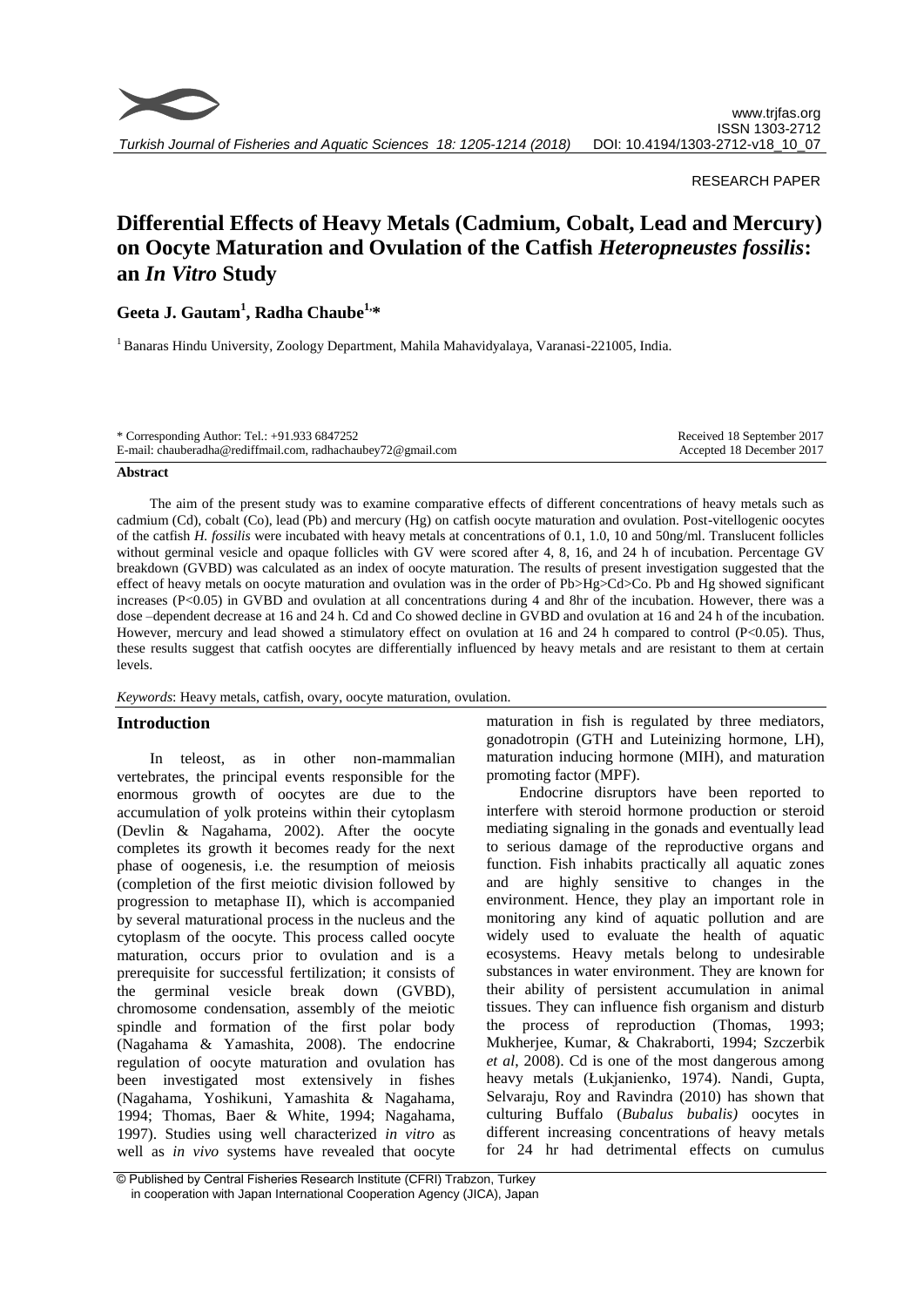RESEARCH PAPER

# Differential Effects of Heavy Metals (Cadmium, Cobalt, Lead and Mercury) on Oocyte Maturation and Ovulation of the Catfish *Heteropneustes fossilis*: an *In Vitro* Study

**Geeta J. Gautam[1], Radha Chaube[1,*]**

[1] Banaras Hindu University, Zoology Department, Mahila Mahavidyalaya, Varanasi-221005, India.

\* Corresponding Author: Tel.: +91.933 6847252
E-mail: chauberadha@rediffmail.com, radhachaubey72@gmail.com

Received 18 September 2017
Accepted 18 December 2017

## Abstract

The aim of the present study was to examine comparative effects of different concentrations of heavy metals such as cadmium (Cd), cobalt (Co), lead (Pb) and mercury (Hg) on catfish oocyte maturation and ovulation. Post-vitellogenic oocytes of the catfish *H. fossilis* were incubated with heavy metals at concentrations of 0.1, 1.0, 10 and 50ng/ml. Translucent follicles without germinal vesicle and opaque follicles with GV were scored after 4, 8, 16, and 24 h of incubation. Percentage GV breakdown (GVBD) was calculated as an index of oocyte maturation. The results of present investigation suggested that the effect of heavy metals on oocyte maturation and ovulation was in the order of Pb>Hg>Cd>Co. Pb and Hg showed significant increases ($P<0.05$) in GVBD and ovulation at all concentrations during 4 and 8hr of the incubation. However, there was a dose –dependent decrease at 16 and 24 h. Cd and Co showed decline in GVBD and ovulation at 16 and 24 h of the incubation. However, mercury and lead showed a stimulatory effect on ovulation at 16 and 24 h compared to control ($P<0.05$). Thus, these results suggest that catfish oocytes are differentially influenced by heavy metals and are resistant to them at certain levels.

*Keywords*: Heavy metals, catfish, ovary, oocyte maturation, ovulation.

## Introduction

In teleost, as in other non-mammalian vertebrates, the principal events responsible for the enormous growth of oocytes are due to the accumulation of yolk proteins within their cytoplasm (Devlin & Nagahama, 2002). After the oocyte completes its growth it becomes ready for the next phase of oogenesis, i.e. the resumption of meiosis (completion of the first meiotic division followed by progression to metaphase II), which is accompanied by several maturational process in the nucleus and the cytoplasm of the oocyte. This process called oocyte maturation, occurs prior to ovulation and is a prerequisite for successful fertilization; it consists of the germinal vesicle break down (GVBD), chromosome condensation, assembly of the meiotic spindle and formation of the first polar body (Nagahama & Yamashita, 2008). The endocrine regulation of oocyte maturation and ovulation has been investigated most extensively in fishes (Nagahama, Yoshikuni, Yamashita & Nagahama, 1994; Thomas, Baer & White, 1994; Nagahama, 1997). Studies using well characterized *in vitro* as well as *in vivo* systems have revealed that oocyte maturation in fish is regulated by three mediators, gonadotropin (GTH and Luteinizing hormone, LH), maturation inducing hormone (MIH), and maturation promoting factor (MPF).

Endocrine disruptors have been reported to interfere with steroid hormone production or steroid mediating signaling in the gonads and eventually lead to serious damage of the reproductive organs and function. Fish inhabits practically all aquatic zones and are highly sensitive to changes in the environment. Hence, they play an important role in monitoring any kind of aquatic pollution and are widely used to evaluate the health of aquatic ecosystems. Heavy metals belong to undesirable substances in water environment. They are known for their ability of persistent accumulation in animal tissues. They can influence fish organism and disturb the process of reproduction (Thomas, 1993; Mukherjee, Kumar, & Chakraborti, 1994; Szczerbik *et al*, 2008). Cd is one of the most dangerous among heavy metals (Łukjanienko, 1974). Nandi, Gupta, Selvaraju, Roy and Ravindra (2010) has shown that culturing Buffalo (*Bubalus bubalis)* oocytes in different increasing concentrations of heavy metals for 24 hr had detrimental effects on cumulus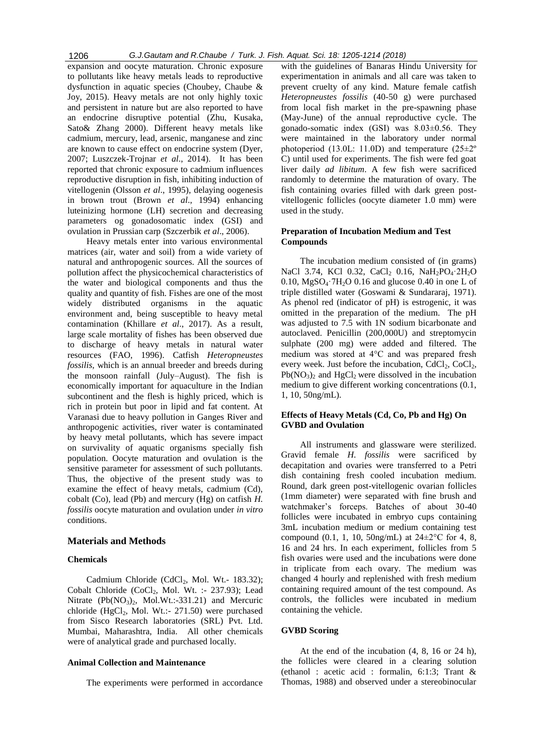expansion and oocyte maturation. Chronic exposure to pollutants like heavy metals leads to reproductive dysfunction in aquatic species (Choubey, Chaube & Joy, 2015). Heavy metals are not only highly toxic and persistent in nature but are also reported to have an endocrine disruptive potential (Zhu, Kusaka, Sato& Zhang 2000). Different heavy metals like cadmium, mercury, lead, arsenic, manganese and zinc are known to cause effect on endocrine system (Dyer, 2007; Luszczek-Trojnar *et al*., 2014). It has been reported that chronic exposure to cadmium influences reproductive disruption in fish, inhibiting induction of vitellogenin (Olsson *et al*., 1995), delaying oogenesis in brown trout (Brown *et al*., 1994) enhancing luteinizing hormone (LH) secretion and decreasing parameters og gonadosomatic index (GSI) and ovulation in Prussian carp (Szczerbik *et al*., 2006).

Heavy metals enter into various environmental matrices (air, water and soil) from a wide variety of natural and anthropogenic sources. All the sources of pollution affect the physicochemical characteristics of the water and biological components and thus the quality and quantity of fish. Fishes are one of the most widely distributed organisms in the aquatic environment and, being susceptible to heavy metal contamination (Khillare *et al*., 2017). As a result, large scale mortality of fishes has been observed due to discharge of heavy metals in natural water resources (FAO, 1996). Catfish *Heteropneustes fossilis*, which is an annual breeder and breeds during the monsoon rainfall (July–August). The fish is economically important for aquaculture in the Indian subcontinent and the flesh is highly priced, which is rich in protein but poor in lipid and fat content. At Varanasi due to heavy pollution in Ganges River and anthropogenic activities, river water is contaminated by heavy metal pollutants, which has severe impact on survivality of aquatic organisms specially fish population. Oocyte maturation and ovulation is the sensitive parameter for assessment of such pollutants. Thus, the objective of the present study was to examine the effect of heavy metals, cadmium (Cd), cobalt (Co), lead (Pb) and mercury (Hg) on catfish *H. fossilis* oocyte maturation and ovulation under *in vitro* conditions.

## Materials and Methods

### Chemicals

Cadmium Chloride ($CdCl_2$, Mol. Wt.- 183.32); Cobalt Chloride ($CoCl_2$, Mol. Wt. :- 237.93); Lead Nitrate ($Pb(NO_3)_2$, Mol.Wt.:-331.21) and Mercuric chloride ($HgCl_2$, Mol. Wt.:- 271.50) were purchased from Sisco Research laboratories (SRL) Pvt. Ltd. Mumbai, Maharashtra, India. All other chemicals were of analytical grade and purchased locally.

### Animal Collection and Maintenance

The experiments were performed in accordance with the guidelines of Banaras Hindu University for experimentation in animals and all care was taken to prevent cruelty of any kind. Mature female catfish *Heteropneustes fossilis* (40-50 g) were purchased from local fish market in the pre-spawning phase (May-June) of the annual reproductive cycle. The gonado-somatic index (GSI) was 8.03±0.56. They were maintained in the laboratory under normal photoperiod (13.0L: 11.0D) and temperature (25±2º C) until used for experiments. The fish were fed goat liver daily *ad libitum*. A few fish were sacrificed randomly to determine the maturation of ovary. The fish containing ovaries filled with dark green post-vitellogenic follicles (oocyte diameter 1.0 mm) were used in the study.

### Preparation of Incubation Medium and Test Compounds

The incubation medium consisted of (in grams) NaCl 3.74, KCl 0.32, $CaCl_2$ 0.16, $NaH_2PO_4{\cdot}2H_2O$ 0.10, $MgSO_4{\cdot}7H_2O$ 0.16 and glucose 0.40 in one L of triple distilled water (Goswami & Sundararaj, 1971). As phenol red (indicator of pH) is estrogenic, it was omitted in the preparation of the medium. The pH was adjusted to 7.5 with 1N sodium bicarbonate and autoclaved. Penicillin (200,000U) and streptomycin sulphate (200 mg) were added and filtered. The medium was stored at 4°C and was prepared fresh every week. Just before the incubation, $CdCl_2$, $CoCl_2$, $Pb(NO_3)_2$ and $HgCl_2$ were dissolved in the incubation medium to give different working concentrations (0.1, 1, 10, 50ng/mL).

### Effects of Heavy Metals (Cd, Co, Pb and Hg) On GVBD and Ovulation

All instruments and glassware were sterilized. Gravid female *H. fossilis* were sacrificed by decapitation and ovaries were transferred to a Petri dish containing fresh cooled incubation medium. Round, dark green post-vitellogenic ovarian follicles (1mm diameter) were separated with fine brush and watchmaker's forceps. Batches of about 30-40 follicles were incubated in embryo cups containing 3mL incubation medium or medium containing test compound (0.1, 1, 10, 50ng/mL) at 24±2°C for 4, 8, 16 and 24 hrs. In each experiment, follicles from 5 fish ovaries were used and the incubations were done in triplicate from each ovary. The medium was changed 4 hourly and replenished with fresh medium containing required amount of the test compound. As controls, the follicles were incubated in medium containing the vehicle.

### GVBD Scoring

At the end of the incubation (4, 8, 16 or 24 h), the follicles were cleared in a clearing solution (ethanol : acetic acid : formalin, 6:1:3; Trant & Thomas, 1988) and observed under a stereobinocular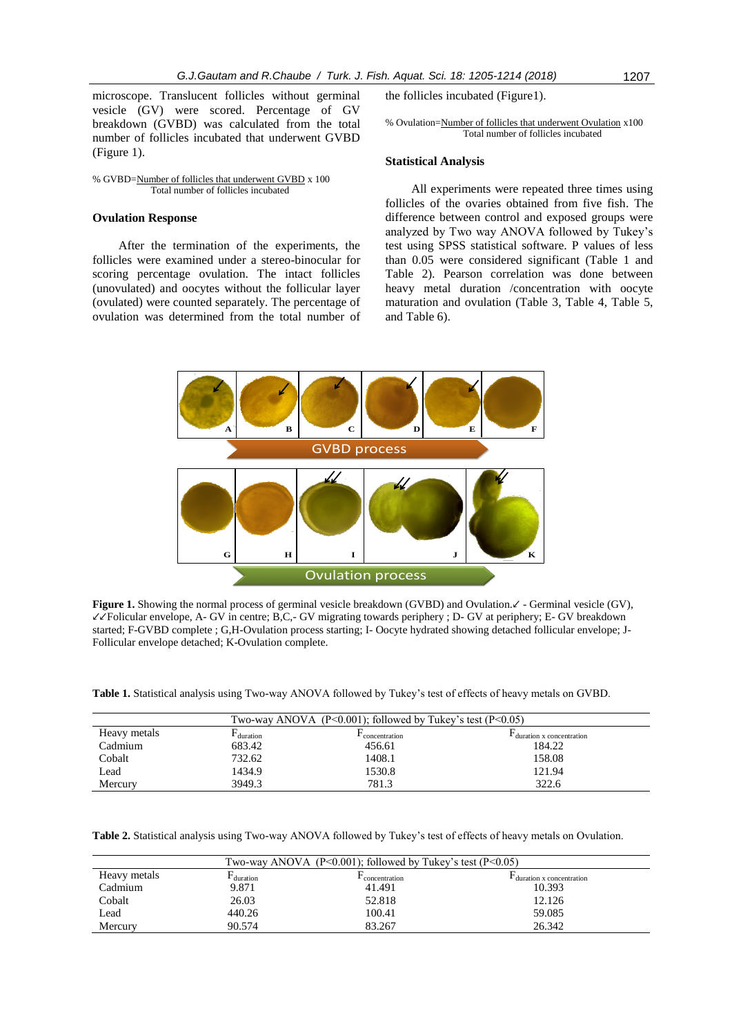microscope. Translucent follicles without germinal vesicle (GV) were scored. Percentage of GV breakdown (GVBD) was calculated from the total number of follicles incubated that underwent GVBD (Figure 1).

$$\% \text{ GVBD} = \frac{\text{Number of follicles that underwent GVBD}}{\text{Total number of follicles incubated}} \times 100$$

### Ovulation Response

After the termination of the experiments, the follicles were examined under a stereo-binocular for scoring percentage ovulation. The intact follicles (unovulated) and oocytes without the follicular layer (ovulated) were counted separately. The percentage of ovulation was determined from the total number of the follicles incubated (Figure1).

$$\% \text{ Ovulation} = \frac{\text{Number of follicles that underwent Ovulation}}{\text{Total number of follicles incubated}} \times 100$$

### Statistical Analysis

All experiments were repeated three times using follicles of the ovaries obtained from five fish. The difference between control and exposed groups were analyzed by Two way ANOVA followed by Tukey's test using SPSS statistical software. P values of less than 0.05 were considered significant (Table 1 and Table 2). Pearson correlation was done between heavy metal duration /concentration with oocyte maturation and ovulation (Table 3, Table 4, Table 5, and Table 6).

**Figure 1.** Showing the normal process of germinal vesicle breakdown (GVBD) and Ovulation.↙ - Germinal vesicle (GV), ↙↙Folicular envelope, A- GV in centre; B,C,- GV migrating towards periphery ; D- GV at periphery; E- GV breakdown started; F-GVBD complete ; G,H-Ovulation process starting; I- Oocyte hydrated showing detached follicular envelope; J-Follicular envelope detached; K-Ovulation complete.

**Table 1.** Statistical analysis using Two-way ANOVA followed by Tukey's test of effects of heavy metals on GVBD.

| Two-way ANOVA ($P<0.001$); followed by Tukey's test ($P<0.05$) | | | |
|---|---|---|---|
| Heavy metals | $F_{duration}$ | $F_{concentration}$ | $F_{duration \times concentration}$ |
| Cadmium | 683.42 | 456.61 | 184.22 |
| Cobalt | 732.62 | 1408.1 | 158.08 |
| Lead | 1434.9 | 1530.8 | 121.94 |
| Mercury | 3949.3 | 781.3 | 322.6 |

**Table 2.** Statistical analysis using Two-way ANOVA followed by Tukey's test of effects of heavy metals on Ovulation.

| Two-way ANOVA ($P<0.001$); followed by Tukey's test ($P<0.05$) | | | |
|---|---|---|---|
| Heavy metals | $F_{duration}$ | $F_{concentration}$ | $F_{duration \times concentration}$ |
| Cadmium | 9.871 | 41.491 | 10.393 |
| Cobalt | 26.03 | 52.818 | 12.126 |
| Lead | 440.26 | 100.41 | 59.085 |
| Mercury | 90.574 | 83.267 | 26.342 |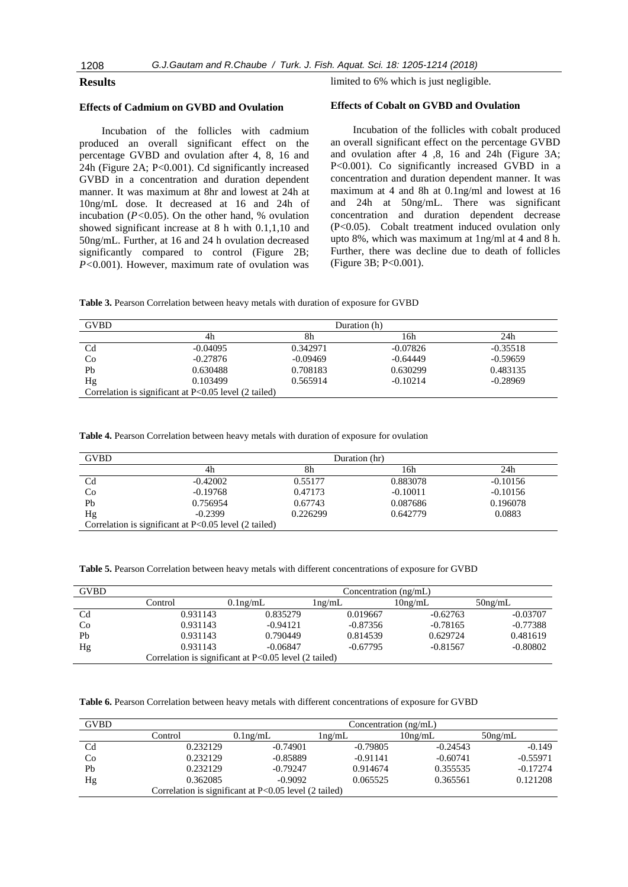## Results

### Effects of Cadmium on GVBD and Ovulation

Incubation of the follicles with cadmium produced an overall significant effect on the percentage GVBD and ovulation after 4, 8, 16 and 24h (Figure 2A; P<0.001). Cd significantly increased GVBD in a concentration and duration dependent manner. It was maximum at 8hr and lowest at 24h at 10ng/mL dose. It decreased at 16 and 24h of incubation (*P<*0.05). On the other hand, % ovulation showed significant increase at 8 h with 0.1,1,10 and 50ng/mL. Further, at 16 and 24 h ovulation decreased significantly compared to control (Figure 2B; *P<*0.001). However, maximum rate of ovulation was limited to 6% which is just negligible.

### Effects of Cobalt on GVBD and Ovulation

Incubation of the follicles with cobalt produced an overall significant effect on the percentage GVBD and ovulation after 4 ,8, 16 and 24h (Figure 3A; P<0.001). Co significantly increased GVBD in a concentration and duration dependent manner. It was maximum at 4 and 8h at 0.1ng/ml and lowest at 16 and 24h at 50ng/mL. There was significant concentration and duration dependent decrease (P<0.05). Cobalt treatment induced ovulation only upto 8%, which was maximum at 1ng/ml at 4 and 8 h. Further, there was decline due to death of follicles (Figure 3B; P<0.001).

**Table 3.** Pearson Correlation between heavy metals with duration of exposure for GVBD

| GVBD | Duration (h) | | | |
|---|---|---|---|---|
| | 4h | 8h | 16h | 24h |
| Cd | -0.04095 | 0.342971 | -0.07826 | -0.35518 |
| Co | -0.27876 | -0.09469 | -0.64449 | -0.59659 |
| Pb | 0.630488 | 0.708183 | 0.630299 | 0.483135 |
| Hg | 0.103499 | 0.565914 | -0.10214 | -0.28969 |
| Correlation is significant at P<0.05 level (2 tailed) | | | | |

**Table 4.** Pearson Correlation between heavy metals with duration of exposure for ovulation

| GVBD | Duration (hr) | | | |
|---|---|---|---|---|
| | 4h | 8h | 16h | 24h |
| Cd | -0.42002 | 0.55177 | 0.883078 | -0.10156 |
| Co | -0.19768 | 0.47173 | -0.10011 | -0.10156 |
| Pb | 0.756954 | 0.67743 | 0.087686 | 0.196078 |
| Hg | -0.2399 | 0.226299 | 0.642779 | 0.0883 |
| Correlation is significant at P<0.05 level (2 tailed) | | | | |

**Table 5.** Pearson Correlation between heavy metals with different concentrations of exposure for GVBD

| GVBD | Concentration (ng/mL) | | | | |
|---|---|---|---|---|---|
| | Control | 0.1ng/mL | 1ng/mL | 10ng/mL | 50ng/mL |
| Cd | 0.931143 | 0.835279 | 0.019667 | -0.62763 | -0.03707 |
| Co | 0.931143 | -0.94121 | -0.87356 | -0.78165 | -0.77388 |
| Pb | 0.931143 | 0.790449 | 0.814539 | 0.629724 | 0.481619 |
| Hg | 0.931143 | -0.06847 | -0.67795 | -0.81567 | -0.80802 |
| Correlation is significant at P<0.05 level (2 tailed) | | | | | |

**Table 6.** Pearson Correlation between heavy metals with different concentrations of exposure for GVBD

| GVBD | Concentration (ng/mL) | | | | |
|---|---|---|---|---|---|
| | Control | 0.1ng/mL | 1ng/mL | 10ng/mL | 50ng/mL |
| Cd | 0.232129 | -0.74901 | -0.79805 | -0.24543 | -0.149 |
| Co | 0.232129 | -0.85889 | -0.91141 | -0.60741 | -0.55971 |
| Pb | 0.232129 | -0.79247 | 0.914674 | 0.355535 | -0.17274 |
| Hg | 0.362085 | -0.9092 | 0.065525 | 0.365561 | 0.121208 |
| Correlation is significant at P<0.05 level (2 tailed) | | | | | |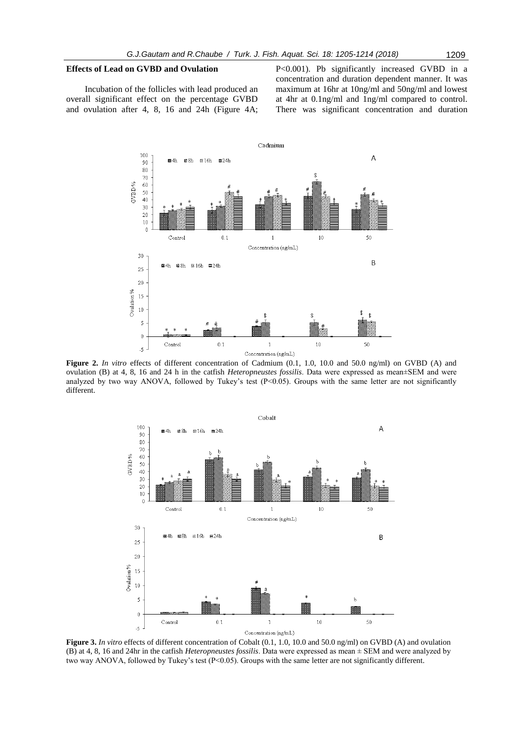## Effects of Lead on GVBD and Ovulation

Incubation of the follicles with lead produced an overall significant effect on the percentage GVBD and ovulation after 4, 8, 16 and 24h (Figure 4A; P<0.001). Pb significantly increased GVBD in a concentration and duration dependent manner. It was maximum at 16hr at 10ng/ml and 50ng/ml and lowest at 4hr at 0.1ng/ml and 1ng/ml compared to control. There was significant concentration and duration

**Figure 2.** *In vitro* effects of different concentration of Cadmium (0.1, 1.0, 10.0 and 50.0 ng/ml) on GVBD (A) and ovulation (B) at 4, 8, 16 and 24 h in the catfish *Heteropneustes fossilis*. Data were expressed as mean±SEM and were analyzed by two way ANOVA, followed by Tukey's test (P<0.05). Groups with the same letter are not significantly different.

**Figure 3.** *In vitro* effects of different concentration of Cobalt (0.1, 1.0, 10.0 and 50.0 ng/ml) on GVBD (A) and ovulation (B) at 4, 8, 16 and 24hr in the catfish *Heteropneustes fossilis*. Data were expressed as mean ± SEM and were analyzed by two way ANOVA, followed by Tukey's test (P<0.05). Groups with the same letter are not significantly different.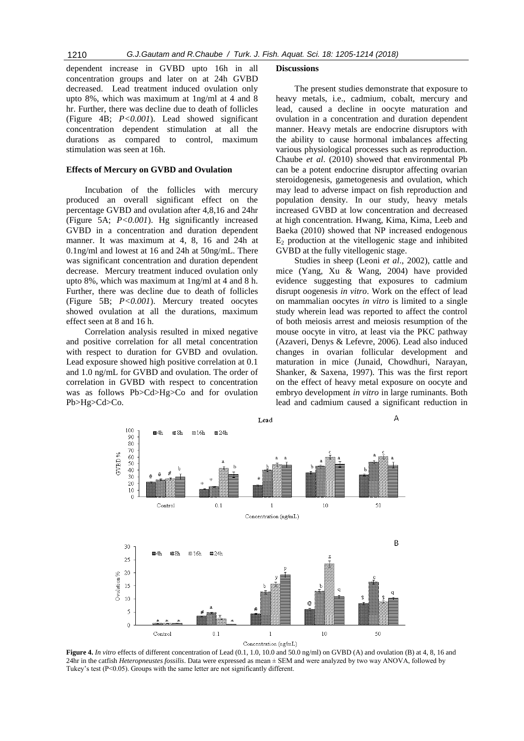dependent increase in GVBD upto 16h in all concentration groups and later on at 24h GVBD decreased. Lead treatment induced ovulation only upto 8%, which was maximum at 1ng/ml at 4 and 8 hr. Further, there was decline due to death of follicles (Figure 4B; *P<0.001*). Lead showed significant concentration dependent stimulation at all the durations as compared to control, maximum stimulation was seen at 16h.

### Effects of Mercury on GVBD and Ovulation

Incubation of the follicles with mercury produced an overall significant effect on the percentage GVBD and ovulation after 4,8,16 and 24hr (Figure 5A; *P<0.001*). Hg significantly increased GVBD in a concentration and duration dependent manner. It was maximum at 4, 8, 16 and 24h at 0.1ng/ml and lowest at 16 and 24h at 50ng/mL. There was significant concentration and duration dependent decrease. Mercury treatment induced ovulation only upto 8%, which was maximum at 1ng/ml at 4 and 8 h. Further, there was decline due to death of follicles (Figure 5B; *P<0.001*). Mercury treated oocytes showed ovulation at all the durations, maximum effect seen at 8 and 16 h.

Correlation analysis resulted in mixed negative and positive correlation for all metal concentration with respect to duration for GVBD and ovulation. Lead exposure showed high positive correlation at 0.1 and 1.0 ng/mL for GVBD and ovulation. The order of correlation in GVBD with respect to concentration was as follows Pb>Cd>Hg>Co and for ovulation Pb>Hg>Cd>Co.

## Discussions

The present studies demonstrate that exposure to heavy metals, i.e., cadmium, cobalt, mercury and lead, caused a decline in oocyte maturation and ovulation in a concentration and duration dependent manner. Heavy metals are endocrine disruptors with the ability to cause hormonal imbalances affecting various physiological processes such as reproduction. Chaube *et al*. (2010) showed that environmental Pb can be a potent endocrine disruptor affecting ovarian steroidogenesis, gametogenesis and ovulation, which may lead to adverse impact on fish reproduction and population density. In our study, heavy metals increased GVBD at low concentration and decreased at high concentration. Hwang, Kima, Kima, Leeb and Baeka (2010) showed that NP increased endogenous $E_2$ production at the vitellogenic stage and inhibited GVBD at the fully vitellogenic stage.

Studies in sheep (Leoni *et al*., 2002), cattle and mice (Yang, Xu & Wang, 2004) have provided evidence suggesting that exposures to cadmium disrupt oogenesis *in vitro*. Work on the effect of lead on mammalian oocytes *in vitro* is limited to a single study wherein lead was reported to affect the control of both meiosis arrest and meiosis resumption of the mouse oocyte in vitro, at least via the PKC pathway (Azaveri, Denys & Lefevre, 2006). Lead also induced changes in ovarian follicular development and maturation in mice (Junaid, Chowdhuri, Narayan, Shanker, & Saxena, 1997). This was the first report on the effect of heavy metal exposure on oocyte and embryo development *in vitro* in large ruminants. Both lead and cadmium caused a significant reduction in

**Figure 4.** *In vitro* effects of different concentration of Lead (0.1, 1.0, 10.0 and 50.0 ng/ml) on GVBD (A) and ovulation (B) at 4, 8, 16 and 24hr in the catfish *Heteropneustes fossilis*. Data were expressed as mean ± SEM and were analyzed by two way ANOVA, followed by Tukey's test (P<0.05). Groups with the same letter are not significantly different.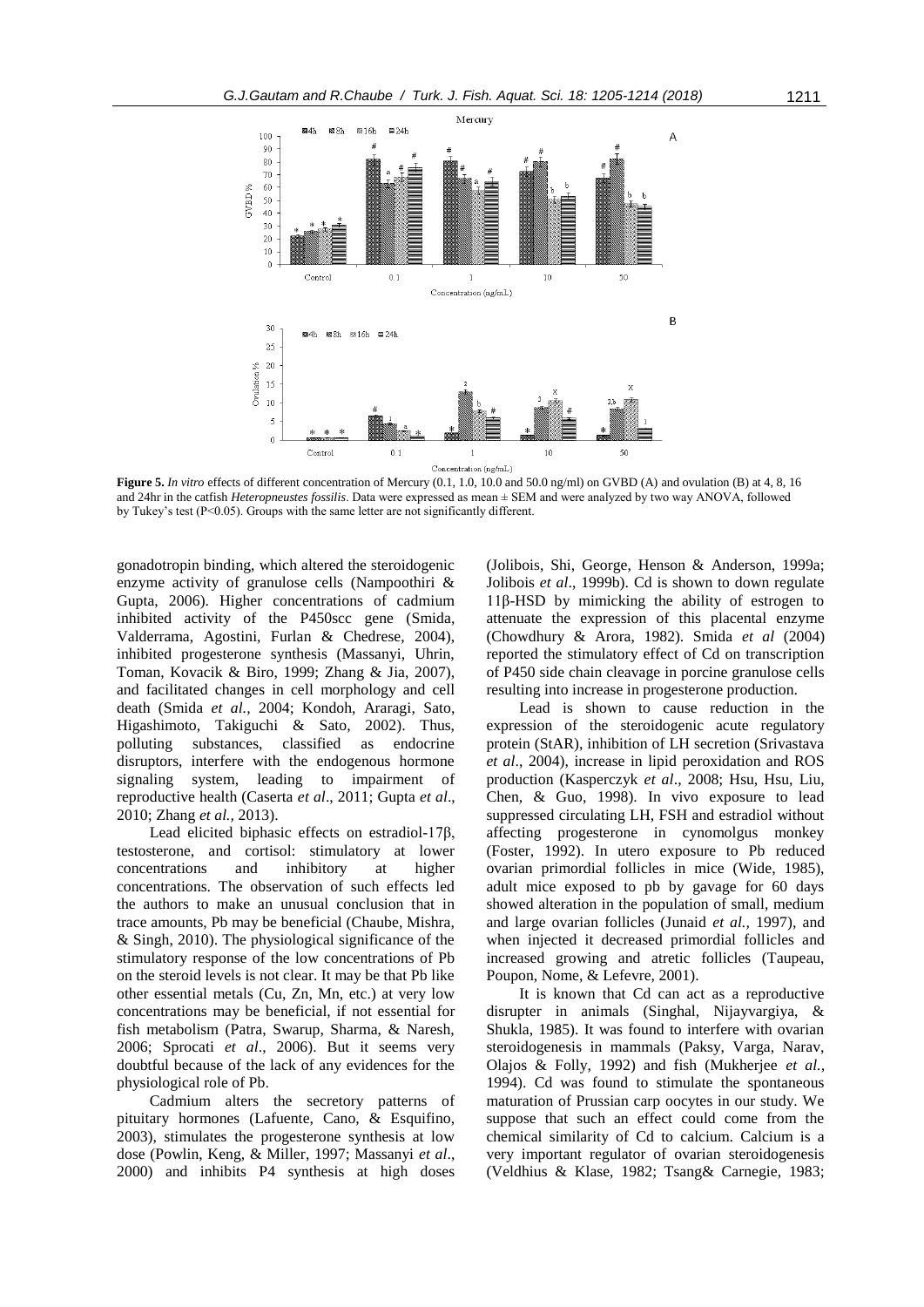**Figure 5.** *In vitro* effects of different concentration of Mercury (0.1, 1.0, 10.0 and 50.0 ng/ml) on GVBD (A) and ovulation (B) at 4, 8, 16 and 24hr in the catfish *Heteropneustes fossilis*. Data were expressed as mean ± SEM and were analyzed by two way ANOVA, followed by Tukey's test (P<0.05). Groups with the same letter are not significantly different.

gonadotropin binding, which altered the steroidogenic enzyme activity of granulose cells (Nampoothiri & Gupta, 2006). Higher concentrations of cadmium inhibited activity of the P450scc gene (Smida, Valderrama, Agostini, Furlan & Chedrese, 2004), inhibited progesterone synthesis (Massanyi, Uhrin, Toman, Kovacik & Biro, 1999; Zhang & Jia, 2007), and facilitated changes in cell morphology and cell death (Smida *et al.*, 2004; Kondoh, Araragi, Sato, Higashimoto, Takiguchi & Sato, 2002). Thus, polluting substances, classified as endocrine disruptors, interfere with the endogenous hormone signaling system, leading to impairment of reproductive health (Caserta *et al*., 2011; Gupta *et al*., 2010; Zhang *et al.*, 2013).

Lead elicited biphasic effects on estradiol-17β, testosterone, and cortisol: stimulatory at lower concentrations and inhibitory at higher concentrations. The observation of such effects led the authors to make an unusual conclusion that in trace amounts, Pb may be beneficial (Chaube, Mishra, & Singh, 2010). The physiological significance of the stimulatory response of the low concentrations of Pb on the steroid levels is not clear. It may be that Pb like other essential metals (Cu, Zn, Mn, etc.) at very low concentrations may be beneficial, if not essential for fish metabolism (Patra, Swarup, Sharma, & Naresh, 2006; Sprocati *et al*., 2006). But it seems very doubtful because of the lack of any evidences for the physiological role of Pb.

Cadmium alters the secretory patterns of pituitary hormones (Lafuente, Cano, & Esquifino, 2003), stimulates the progesterone synthesis at low dose (Powlin, Keng, & Miller, 1997; Massanyi *et al*., 2000) and inhibits P4 synthesis at high doses (Jolibois, Shi, George, Henson & Anderson, 1999a; Jolibois *et al*., 1999b). Cd is shown to down regulate 11β-HSD by mimicking the ability of estrogen to attenuate the expression of this placental enzyme (Chowdhury & Arora, 1982). Smida *et al* (2004) reported the stimulatory effect of Cd on transcription of P450 side chain cleavage in porcine granulose cells resulting into increase in progesterone production.

Lead is shown to cause reduction in the expression of the steroidogenic acute regulatory protein (StAR), inhibition of LH secretion (Srivastava *et al*., 2004), increase in lipid peroxidation and ROS production (Kasperczyk *et al*., 2008; Hsu, Hsu, Liu, Chen, & Guo, 1998). In vivo exposure to lead suppressed circulating LH, FSH and estradiol without affecting progesterone in cynomolgus monkey (Foster, 1992). In utero exposure to Pb reduced ovarian primordial follicles in mice (Wide, 1985), adult mice exposed to pb by gavage for 60 days showed alteration in the population of small, medium and large ovarian follicles (Junaid *et al.*, 1997), and when injected it decreased primordial follicles and increased growing and atretic follicles (Taupeau, Poupon, Nome, & Lefevre, 2001).

It is known that Cd can act as a reproductive disrupter in animals (Singhal, Nijayvargiya, & Shukla, 1985). It was found to interfere with ovarian steroidogenesis in mammals (Paksy, Varga, Narav, Olajos & Folly, 1992) and fish (Mukherjee *et al.*, 1994). Cd was found to stimulate the spontaneous maturation of Prussian carp oocytes in our study. We suppose that such an effect could come from the chemical similarity of Cd to calcium. Calcium is a very important regulator of ovarian steroidogenesis (Veldhius & Klase, 1982; Tsang& Carnegie, 1983;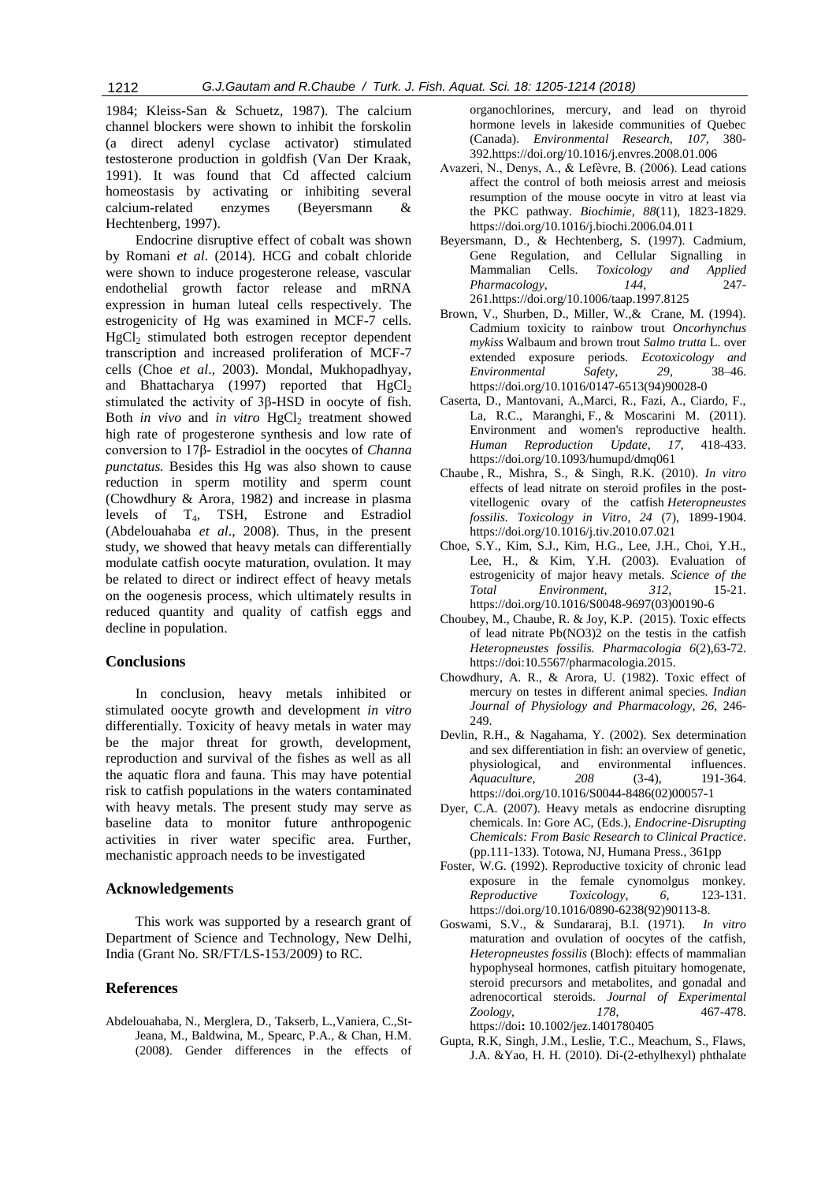1984; Kleiss-San & Schuetz, 1987). The calcium channel blockers were shown to inhibit the forskolin (a direct adenyl cyclase activator) stimulated testosterone production in goldfish (Van Der Kraak, 1991). It was found that Cd affected calcium homeostasis by activating or inhibiting several calcium-related enzymes (Beyersmann & Hechtenberg, 1997).

Endocrine disruptive effect of cobalt was shown by Romani *et al*. (2014). HCG and cobalt chloride were shown to induce progesterone release, vascular endothelial growth factor release and mRNA expression in human luteal cells respectively. The estrogenicity of Hg was examined in MCF-7 cells. $HgCl_2$ stimulated both estrogen receptor dependent transcription and increased proliferation of MCF-7 cells (Choe *et al*., 2003). Mondal, Mukhopadhyay, and Bhattacharya (1997) reported that $HgCl_2$ stimulated the activity of 3β-HSD in oocyte of fish. Both *in vivo* and *in vitro* $HgCl_2$ treatment showed high rate of progesterone synthesis and low rate of conversion to 17β- Estradiol in the oocytes of *Channa punctatus.* Besides this Hg was also shown to cause reduction in sperm motility and sperm count (Chowdhury & Arora, 1982) and increase in plasma levels of $T_4$, TSH, Estrone and Estradiol (Abdelouahaba *et al*., 2008). Thus, in the present study, we showed that heavy metals can differentially modulate catfish oocyte maturation, ovulation. It may be related to direct or indirect effect of heavy metals on the oogenesis process, which ultimately results in reduced quantity and quality of catfish eggs and decline in population.

## Conclusions

In conclusion, heavy metals inhibited or stimulated oocyte growth and development *in vitro* differentially. Toxicity of heavy metals in water may be the major threat for growth, development, reproduction and survival of the fishes as well as all the aquatic flora and fauna. This may have potential risk to catfish populations in the waters contaminated with heavy metals. The present study may serve as baseline data to monitor future anthropogenic activities in river water specific area. Further, mechanistic approach needs to be investigated

## Acknowledgements

This work was supported by a research grant of Department of Science and Technology, New Delhi, India (Grant No. SR/FT/LS-153/2009) to RC.

## References

Abdelouahaba, N., Merglera, D., Takserb, L.,Vaniera, C.,St-Jeana, M., Baldwina, M., Spearc, P.A., & Chan, H.M. (2008). Gender differences in the effects of organochlorines, mercury, and lead on thyroid hormone levels in lakeside communities of Quebec (Canada). *Environmental Research*, *107*, 380-392.https://doi.org/10.1016/j.envres.2008.01.006

Avazeri, N., Denys, A., & Lefèvre, B. (2006). Lead cations affect the control of both meiosis arrest and meiosis resumption of the mouse oocyte in vitro at least via the PKC pathway. *Biochimie*, *88*(11), 1823-1829. https://doi.org/10.1016/j.biochi.2006.04.011

Beyersmann, D., & Hechtenberg, S. (1997). Cadmium, Gene Regulation, and Cellular Signalling in Mammalian Cells. *Toxicology and Applied Pharmacology*, *144*, 247-261.https://doi.org/10.1006/taap.1997.8125

Brown, V., Shurben, D., Miller, W.,& Crane, M. (1994). Cadmium toxicity to rainbow trout *Oncorhynchus mykiss* Walbaum and brown trout *Salmo trutta* L. over extended exposure periods. *Ecotoxicology and Environmental Safety*, *29*, 38–46. https://doi.org/10.1016/0147-6513(94)90028-0

Caserta, D., Mantovani, A.,Marci, R., Fazi, A., Ciardo, F., La, R.C., Maranghi, F., & Moscarini M. (2011). Environment and women's reproductive health. *Human Reproduction Update*, *17*, 418-433. https://doi.org/10.1093/humupd/dmq061

Chaube , R., Mishra, S., & Singh, R.K. (2010). *In vitro* effects of lead nitrate on steroid profiles in the post-vitellogenic ovary of the catfish *Heteropneustes fossilis*. *Toxicology in Vitro*, *24* (7), 1899-1904. https://doi.org/10.1016/j.tiv.2010.07.021

Choe, S.Y., Kim, S.J., Kim, H.G., Lee, J.H., Choi, Y.H., Lee, H., & Kim, Y.H. (2003). Evaluation of estrogenicity of major heavy metals. *Science of the Total Environment*, *312*, 15-21. https://doi.org/10.1016/S0048-9697(03)00190-6

Choubey, M., Chaube, R. & Joy, K.P. (2015). Toxic effects of lead nitrate Pb(NO3)2 on the testis in the catfish *Heteropneustes fossilis*. *Pharmacologia 6*(2),63-72. https://doi:10.5567/pharmacologia.2015.

Chowdhury, A. R., & Arora, U. (1982). Toxic effect of mercury on testes in different animal species. *Indian Journal of Physiology and Pharmacology*, *26*, 246-249.

Devlin, R.H., & Nagahama, Y. (2002). Sex determination and sex differentiation in fish: an overview of genetic, physiological, and environmental influences. *Aquaculture*, *208* (3-4), 191-364. https://doi.org/10.1016/S0044-8486(02)00057-1

Dyer, C.A. (2007). Heavy metals as endocrine disrupting chemicals. In: Gore AC, (Eds.), *Endocrine-Disrupting Chemicals: From Basic Research to Clinical Practice*. (pp.111-133). Totowa, NJ, Humana Press., 361pp

Foster, W.G. (1992). Reproductive toxicity of chronic lead exposure in the female cynomolgus monkey. *Reproductive Toxicology*, *6*, 123-131. https://doi.org/10.1016/0890-6238(92)90113-8.

Goswami, S.V., & Sundararaj, B.I. (1971). *In vitro* maturation and ovulation of oocytes of the catfish, *Heteropneustes fossilis* (Bloch): effects of mammalian hypophyseal hormones, catfish pituitary homogenate, steroid precursors and metabolites, and gonadal and adrenocortical steroids. *Journal of Experimental Zoology*, *178*, 467-478. https://doi**:** 10.1002/jez.1401780405

Gupta, R.K, Singh, J.M., Leslie, T.C., Meachum, S., Flaws, J.A. &Yao, H. H. (2010). Di-(2-ethylhexyl) phthalate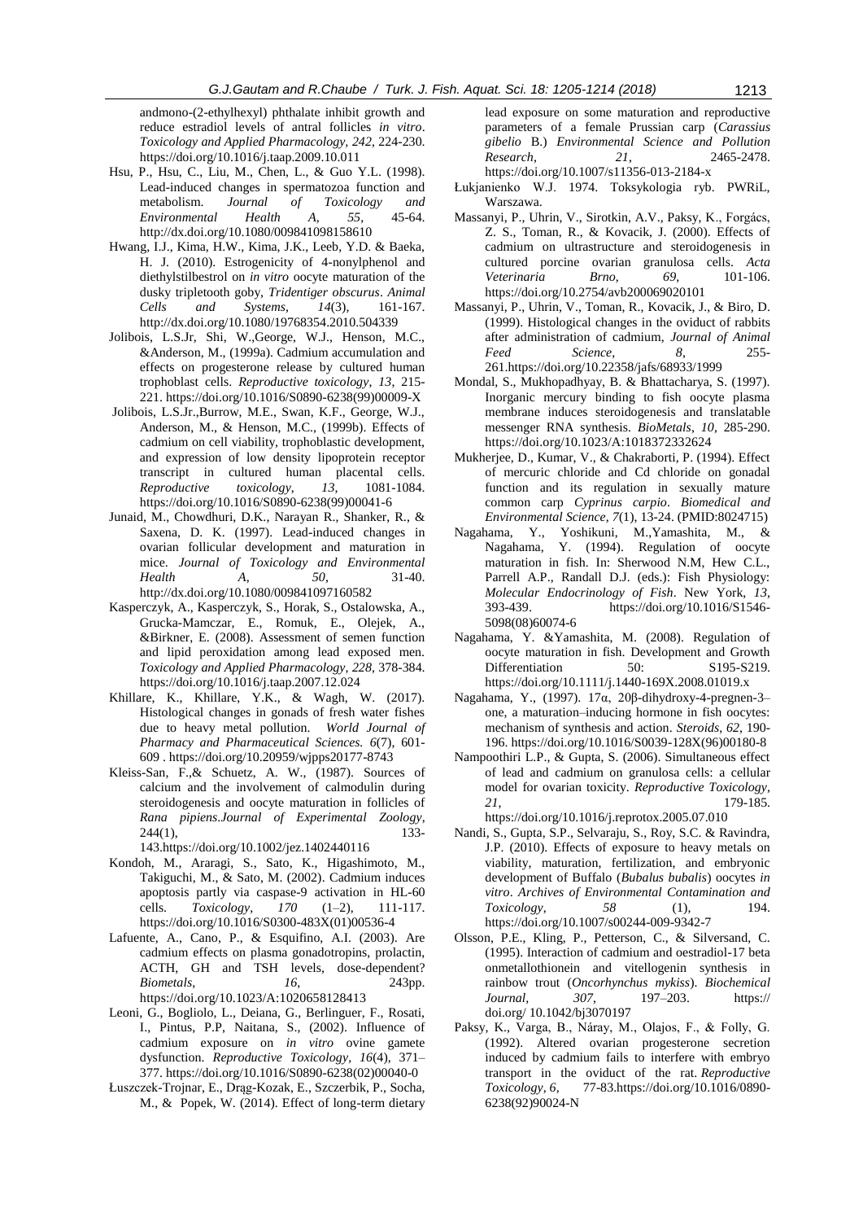andmono-(2-ethylhexyl) phthalate inhibit growth and reduce estradiol levels of antral follicles *in vitro*. *Toxicology and Applied Pharmacology, 242*, 224-230. https://doi.org/10.1016/j.taap.2009.10.011

Hsu, P., Hsu, C., Liu, M., Chen, L., & Guo Y.L. (1998). Lead-induced changes in spermatozoa function and metabolism. *Journal of Toxicology and Environmental Health A, 55*, 45-64. http://dx.doi.org/10.1080/009841098158610

Hwang, I.J., Kima, H.W., Kima, J.K., Leeb, Y.D. & Baeka, H. J. (2010). Estrogenicity of 4-nonylphenol and diethylstilbestrol on *in vitro* oocyte maturation of the dusky tripletooth goby, *Tridentiger obscurus*. *Animal Cells and Systems, 14*(3), 161-167. http://dx.doi.org/10.1080/19768354.2010.504339

Jolibois, L.S.Jr, Shi, W.,George, W.J., Henson, M.C., &Anderson, M., (1999a). Cadmium accumulation and effects on progesterone release by cultured human trophoblast cells. *Reproductive toxicology, 13*, 215-221. https://doi.org/10.1016/S0890-6238(99)00009-X

Jolibois, L.S.Jr.,Burrow, M.E., Swan, K.F., George, W.J., Anderson, M., & Henson, M.C., (1999b). Effects of cadmium on cell viability, trophoblastic development, and expression of low density lipoprotein receptor transcript in cultured human placental cells. *Reproductive toxicology, 13*, 1081-1084. https://doi.org/10.1016/S0890-6238(99)00041-6

Junaid, M., Chowdhuri, D.K., Narayan R., Shanker, R., & Saxena, D. K. (1997). Lead-induced changes in ovarian follicular development and maturation in mice. *Journal of Toxicology and Environmental Health A, 50*, 31-40. http://dx.doi.org/10.1080/009841097160582

Kasperczyk, A., Kasperczyk, S., Horak, S., Ostalowska, A., Grucka-Mamczar, E., Romuk, E., Olejek, A., &Birkner, E. (2008). Assessment of semen function and lipid peroxidation among lead exposed men. *Toxicology and Applied Pharmacology, 228*, 378-384. https://doi.org/10.1016/j.taap.2007.12.024

Khillare, K., Khillare, Y.K., & Wagh, W. (2017). Histological changes in gonads of fresh water fishes due to heavy metal pollution. *World Journal of Pharmacy and Pharmaceutical Sciences. 6*(7), 601-609 . https://doi.org/10.20959/wjpps20177-8743

Kleiss-San, F.,& Schuetz, A. W., (1987). Sources of calcium and the involvement of calmodulin during steroidogenesis and oocyte maturation in follicles of *Rana pipiens*.*Journal of Experimental Zoology*, 244(1), 133-143.https://doi.org/10.1002/jez.1402440116

Kondoh, M., Araragi, S., Sato, K., Higashimoto, M., Takiguchi, M., & Sato, M. (2002). Cadmium induces apoptosis partly via caspase-9 activation in HL-60 cells. *Toxicology, 170* (1–2), 111-117. https://doi.org/10.1016/S0300-483X(01)00536-4

Lafuente, A., Cano, P., & Esquifino, A.I. (2003). Are cadmium effects on plasma gonadotropins, prolactin, ACTH, GH and TSH levels, dose-dependent? *Biometals, 16*, 243pp. https://doi.org/10.1023/A:1020658128413

Leoni, G., Bogliolo, L., Deiana, G., Berlinguer, F., Rosati, I., Pintus, P.P, Naitana, S., (2002). Influence of cadmium exposure on *in vitro* ovine gamete dysfunction. *Reproductive Toxicology, 16*(4), 371–377. https://doi.org/10.1016/S0890-6238(02)00040-0

Łuszczek-Trojnar, E., Drąg-Kozak, E., Szczerbik, P., Socha, M., & Popek, W. (2014). Effect of long-term dietary lead exposure on some maturation and reproductive parameters of a female Prussian carp (*Carassius gibelio* B.) *Environmental Science and Pollution Research, 21*, 2465-2478. https://doi.org/10.1007/s11356-013-2184-x

Łukjanienko W.J. 1974. Toksykologia ryb. PWRiL, Warszawa.

Massanyi, P., Uhrin, V., Sirotkin, A.V., Paksy, K., Forgács, Z. S., Toman, R., & Kovacik, J. (2000). Effects of cadmium on ultrastructure and steroidogenesis in cultured porcine ovarian granulosa cells. *Acta Veterinaria Brno, 69*, 101-106. https://doi.org/10.2754/avb200069020101

Massanyi, P., Uhrin, V., Toman, R., Kovacik, J., & Biro, D. (1999). Histological changes in the oviduct of rabbits after administration of cadmium, *Journal of Animal Feed Science, 8*, 255-261.https://doi.org/10.22358/jafs/68933/1999

Mondal, S., Mukhopadhyay, B. & Bhattacharya, S. (1997). Inorganic mercury binding to fish oocyte plasma membrane induces steroidogenesis and translatable messenger RNA synthesis. *BioMetals, 10*, 285-290. https://doi.org/10.1023/A:1018372332624

Mukherjee, D., Kumar, V., & Chakraborti, P. (1994). Effect of mercuric chloride and Cd chloride on gonadal function and its regulation in sexually mature common carp *Cyprinus carpio*. *Biomedical and Environmental Science, 7*(1), 13-24. (PMID:8024715)

Nagahama, Y., Yoshikuni, M.,Yamashita, M., & Nagahama, Y. (1994). Regulation of oocyte maturation in fish. In: Sherwood N.M, Hew C.L., Parrell A.P., Randall D.J. (eds.): Fish Physiology: *Molecular Endocrinology of Fish*. New York, *13*, 393-439. https://doi.org/10.1016/S1546-5098(08)60074-6

Nagahama, Y. &Yamashita, M. (2008). Regulation of oocyte maturation in fish. Development and Growth Differentiation 50: S195-S219. https://doi.org/10.1111/j.1440-169X.2008.01019.x

Nagahama, Y., (1997). 17α, 20β-dihydroxy-4-pregnen-3–one, a maturation–inducing hormone in fish oocytes: mechanism of synthesis and action. *Steroids, 62*, 190-196. https://doi.org/10.1016/S0039-128X(96)00180-8

Nampoothiri L.P., & Gupta, S. (2006). Simultaneous effect of lead and cadmium on granulosa cells: a cellular model for ovarian toxicity. *Reproductive Toxicology, 21*, 179-185. https://doi.org/10.1016/j.reprotox.2005.07.010

Nandi, S., Gupta, S.P., Selvaraju, S., Roy, S.C. & Ravindra, J.P. (2010). Effects of exposure to heavy metals on viability, maturation, fertilization, and embryonic development of Buffalo (*Bubalus bubalis*) oocytes *in vitro*. *Archives of Environmental Contamination and Toxicology, 58* (1), 194. https://doi.org/10.1007/s00244-009-9342-7

Olsson, P.E., Kling, P., Petterson, C., & Silversand, C. (1995). Interaction of cadmium and oestradiol-17 beta onmetallothionein and vitellogenin synthesis in rainbow trout (*Oncorhynchus mykiss*). *Biochemical Journal, 307*, 197–203. https:// doi.org/ 10.1042/bj3070197

Paksy, K., Varga, B., Náray, M., Olajos, F., & Folly, G. (1992). Altered ovarian progesterone secretion induced by cadmium fails to interfere with embryo transport in the oviduct of the rat. *Reproductive Toxicology, 6*, 77-83.https://doi.org/10.1016/0890-6238(92)90024-N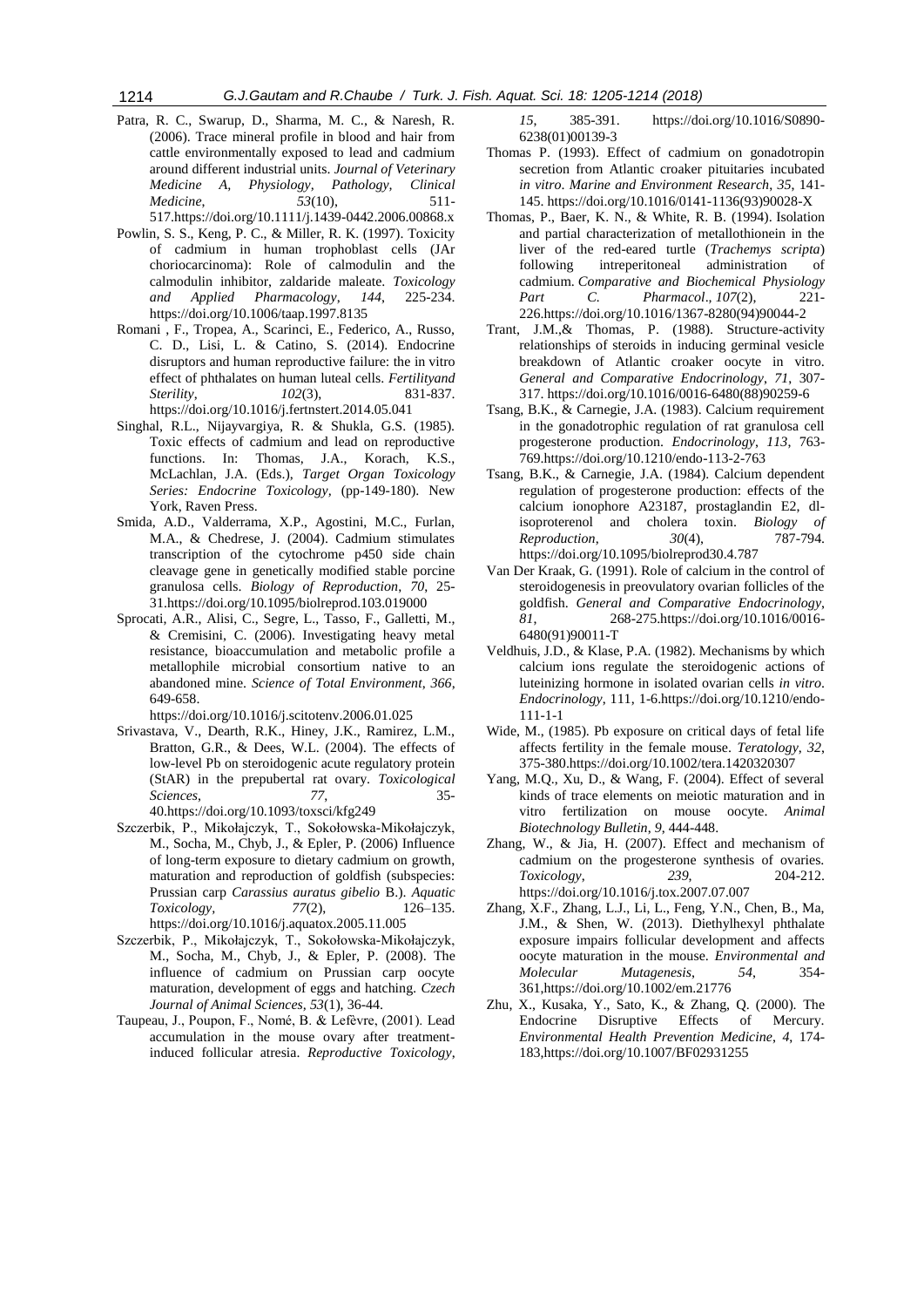Patra, R. C., Swarup, D., Sharma, M. C., & Naresh, R. (2006). Trace mineral profile in blood and hair from cattle environmentally exposed to lead and cadmium around different industrial units. *Journal of Veterinary Medicine A, Physiology, Pathology, Clinical Medicine*, *53*(10), 511-517.https://doi.org/10.1111/j.1439-0442.2006.00868.x

Powlin, S. S., Keng, P. C., & Miller, R. K. (1997). Toxicity of cadmium in human trophoblast cells (JAr choriocarcinoma): Role of calmodulin and the calmodulin inhibitor, zaldaride maleate. *Toxicology and Applied Pharmacology*, *144*, 225-234. https://doi.org/10.1006/taap.1997.8135

Romani , F., Tropea, A., Scarinci, E., Federico, A., Russo, C. D., Lisi, L. & Catino, S. (2014). Endocrine disruptors and human reproductive failure: the in vitro effect of phthalates on human luteal cells. *Fertilityand Sterility*, *102*(3), 831-837. https://doi.org/10.1016/j.fertnstert.2014.05.041

Singhal, R.L., Nijayvargiya, R. & Shukla, G.S. (1985). Toxic effects of cadmium and lead on reproductive functions. In: Thomas, J.A., Korach, K.S., McLachlan, J.A. (Eds.), *Target Organ Toxicology Series: Endocrine Toxicology*, (pp-149-180). New York, Raven Press.

Smida, A.D., Valderrama, X.P., Agostini, M.C., Furlan, M.A., & Chedrese, J. (2004). Cadmium stimulates transcription of the cytochrome p450 side chain cleavage gene in genetically modified stable porcine granulosa cells. *Biology of Reproduction*, *70*, 25-31.https://doi.org/10.1095/biolreprod.103.019000

Sprocati, A.R., Alisi, C., Segre, L., Tasso, F., Galletti, M., & Cremisini, C. (2006). Investigating heavy metal resistance, bioaccumulation and metabolic profile a metallophile microbial consortium native to an abandoned mine. *Science of Total Environment, 366*, 649-658. https://doi.org/10.1016/j.scitotenv.2006.01.025

Srivastava, V., Dearth, R.K., Hiney, J.K., Ramirez, L.M., Bratton, G.R., & Dees, W.L. (2004). The effects of low-level Pb on steroidogenic acute regulatory protein (StAR) in the prepubertal rat ovary. *Toxicological Sciences*, *77*, 35-40.https://doi.org/10.1093/toxsci/kfg249

Szczerbik, P., Mikołajczyk, T., Sokołowska-Mikołajczyk, M., Socha, M., Chyb, J., & Epler, P. (2006) Influence of long-term exposure to dietary cadmium on growth, maturation and reproduction of goldfish (subspecies: Prussian carp *Carassius auratus gibelio* B.). *Aquatic Toxicology*, *77*(2), 126–135. https://doi.org/10.1016/j.aquatox.2005.11.005

Szczerbik, P., Mikołajczyk, T., Sokołowska-Mikołajczyk, M., Socha, M., Chyb, J., & Epler, P. (2008). The influence of cadmium on Prussian carp oocyte maturation, development of eggs and hatching. *Czech Journal of Animal Sciences, 53*(1), 36-44.

Taupeau, J., Poupon, F., Nomé, B. & Lefèvre, (2001). Lead accumulation in the mouse ovary after treatment-induced follicular atresia. *Reproductive Toxicology*, *15*, 385-391. https://doi.org/10.1016/S0890-6238(01)00139-3

Thomas P. (1993). Effect of cadmium on gonadotropin secretion from Atlantic croaker pituitaries incubated *in vitro*. *Marine and Environment Research*, *35*, 141-145. https://doi.org/10.1016/0141-1136(93)90028-X

Thomas, P., Baer, K. N., & White, R. B. (1994). Isolation and partial characterization of metallothionein in the liver of the red-eared turtle (*Trachemys scripta*) following intreperitoneal administration of cadmium. *Comparative and Biochemical Physiology Part C. Pharmacol*., *107*(2), 221-226.https://doi.org/10.1016/1367-8280(94)90044-2

Trant, J.M.,& Thomas, P. (1988). Structure-activity relationships of steroids in inducing germinal vesicle breakdown of Atlantic croaker oocyte in vitro. *General and Comparative Endocrinology*, *71*, 307-317. https://doi.org/10.1016/0016-6480(88)90259-6

Tsang, B.K., & Carnegie, J.A. (1983). Calcium requirement in the gonadotrophic regulation of rat granulosa cell progesterone production. *Endocrinology*, *113*, 763-769.https://doi.org/10.1210/endo-113-2-763

Tsang, B.K., & Carnegie, J.A. (1984). Calcium dependent regulation of progesterone production: effects of the calcium ionophore A23187, prostaglandin E2, dl-isoproterenol and cholera toxin. *Biology of Reproduction*, *30*(4), 787-794. https://doi.org/10.1095/biolreprod30.4.787

Van Der Kraak, G. (1991). Role of calcium in the control of steroidogenesis in preovulatory ovarian follicles of the goldfish. *General and Comparative Endocrinology*, *81*, 268-275.https://doi.org/10.1016/0016-6480(91)90011-T

Veldhuis, J.D., & Klase, P.A. (1982). Mechanisms by which calcium ions regulate the steroidogenic actions of luteinizing hormone in isolated ovarian cells *in vitro*. *Endocrinology*, 111, 1-6.https://doi.org/10.1210/endo-111-1-1

Wide, M., (1985). Pb exposure on critical days of fetal life affects fertility in the female mouse. *Teratology*, *32*, 375-380.https://doi.org/10.1002/tera.1420320307

Yang, M.Q., Xu, D., & Wang, F. (2004). Effect of several kinds of trace elements on meiotic maturation and in vitro fertilization on mouse oocyte. *Animal Biotechnology Bulletin*, *9*, 444-448.

Zhang, W., & Jia, H. (2007). Effect and mechanism of cadmium on the progesterone synthesis of ovaries. *Toxicology*, *239*, 204-212. https://doi.org/10.1016/j.tox.2007.07.007

Zhang, X.F., Zhang, L.J., Li, L., Feng, Y.N., Chen, B., Ma, J.M., & Shen, W. (2013). Diethylhexyl phthalate exposure impairs follicular development and affects oocyte maturation in the mouse. *Environmental and Molecular Mutagenesis*, *54*, 354-361,https://doi.org/10.1002/em.21776

Zhu, X., Kusaka, Y., Sato, K., & Zhang, Q. (2000). The Endocrine Disruptive Effects of Mercury. *Environmental Health Prevention Medicine*, *4*, 174-183,https://doi.org/10.1007/BF02931255